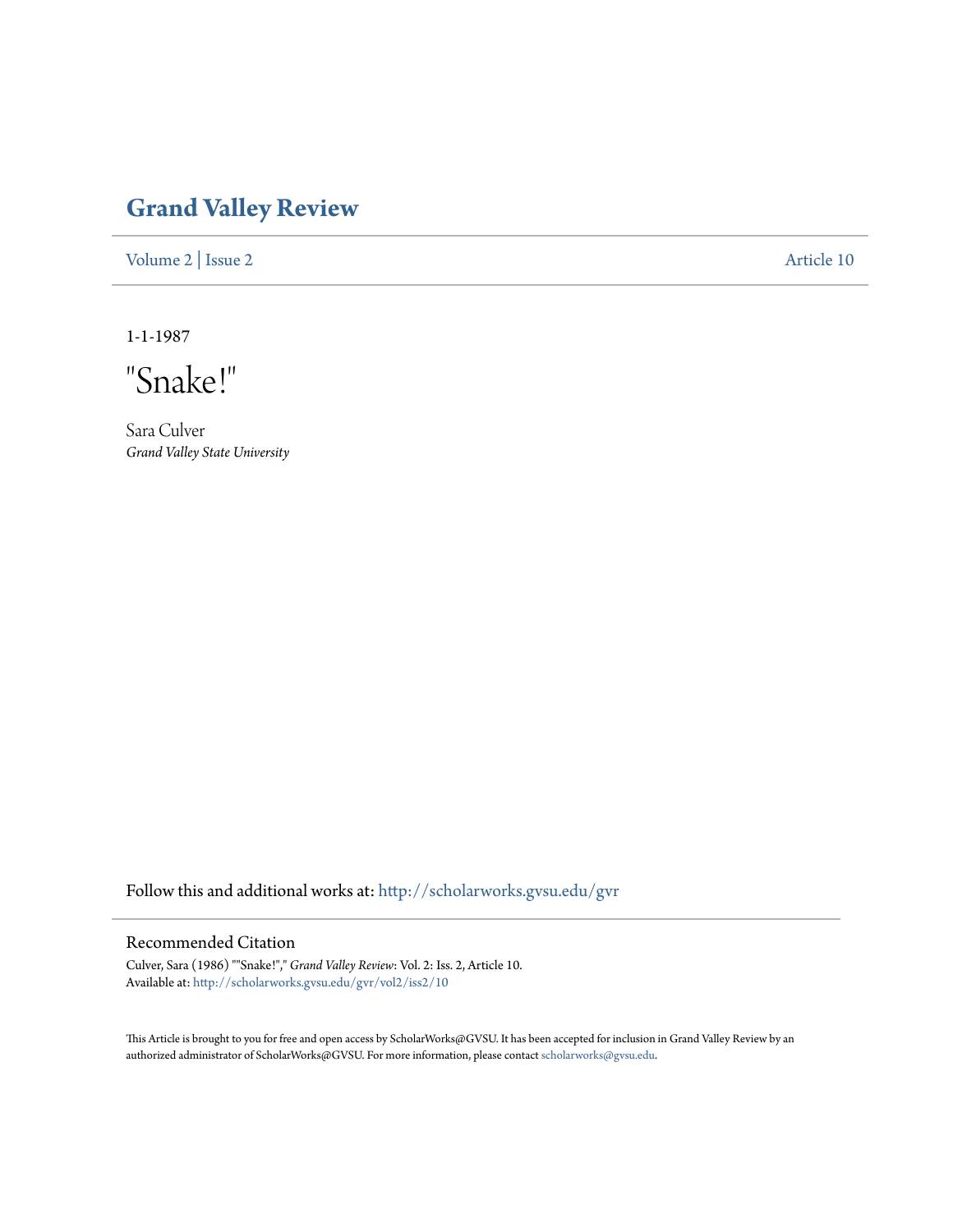# Grand Valley Review

Volume 2 | Issue 2 Article 10

1-1-1987

## "Snake!"

Sara Culver
*Grand Valley State University*

Follow this and additional works at: http://scholarworks.gvsu.edu/gvr

### Recommended Citation

Culver, Sara (1986) ""Snake!"," *Grand Valley Review*: Vol. 2: Iss. 2, Article 10.
Available at: http://scholarworks.gvsu.edu/gvr/vol2/iss2/10

This Article is brought to you for free and open access by ScholarWorks@GVSU. It has been accepted for inclusion in Grand Valley Review by an authorized administrator of ScholarWorks@GVSU. For more information, please contact scholarworks@gvsu.edu.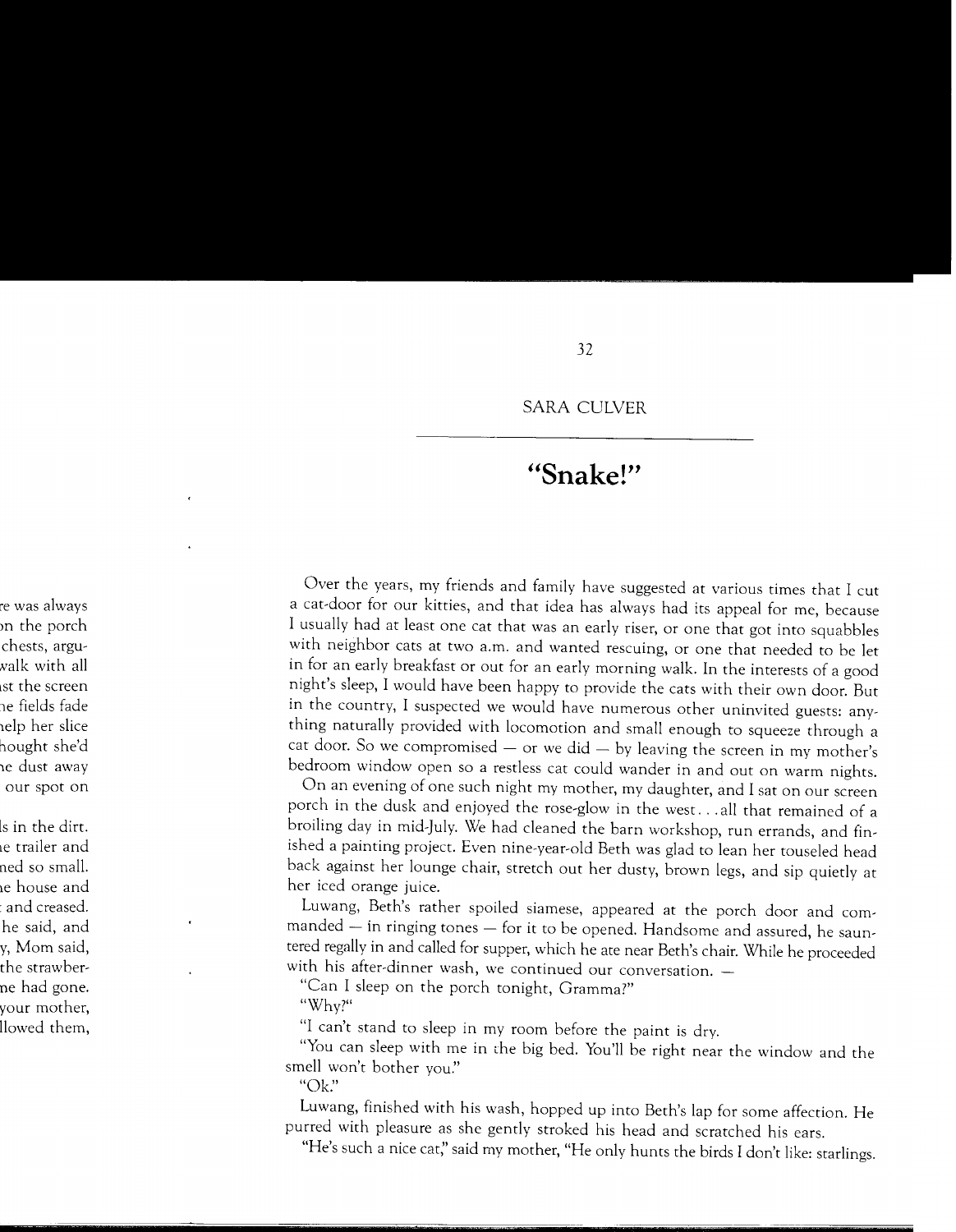SARA CULVER

# "Snake!"

Over the years, my friends and family have suggested at various times that I cut a cat-door for our kitties, and that idea has always had its appeal for me, because I usually had at least one cat that was an early riser, or one that got into squabbles with neighbor cats at two a.m. and wanted rescuing, or one that needed to be let in for an early breakfast or out for an early morning walk. In the interests of a good night's sleep, I would have been happy to provide the cats with their own door. But in the country, I suspected we would have numerous other uninvited guests: anything naturally provided with locomotion and small enough to squeeze through a cat door. So we compromised — or we did — by leaving the screen in my mother's bedroom window open so a restless cat could wander in and out on warm nights.

On an evening of one such night my mother, my daughter, and I sat on our screen porch in the dusk and enjoyed the rose-glow in the west. . . all that remained of a broiling day in mid-July. We had cleaned the barn workshop, run errands, and finished a painting project. Even nine-year-old Beth was glad to lean her touseled head back against her lounge chair, stretch out her dusty, brown legs, and sip quietly at her iced orange juice.

Luwang, Beth's rather spoiled siamese, appeared at the porch door and commanded — in ringing tones — for it to be opened. Handsome and assured, he sauntered regally in and called for supper, which he ate near Beth's chair. While he proceeded with his after-dinner wash, we continued our conversation. —

"Can I sleep on the porch tonight, Gramma?"

"Why?"

"I can't stand to sleep in my room before the paint is dry.

"You can sleep with me in the big bed. You'll be right near the window and the smell won't bother you."

"Ok."

Luwang, finished with his wash, hopped up into Beth's lap for some affection. He purred with pleasure as she gently stroked his head and scratched his ears.

"He's such a nice cat," said my mother, "He only hunts the birds I don't like: starlings.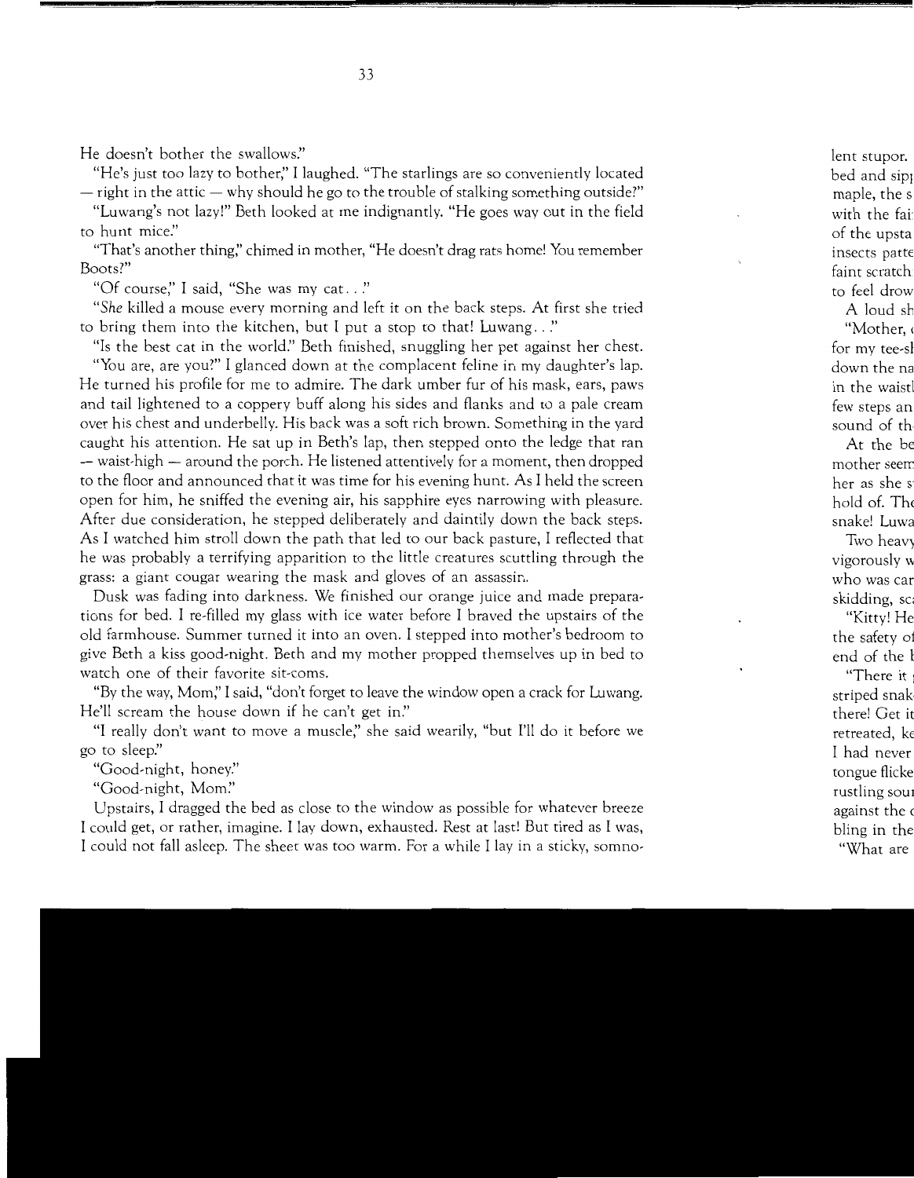He doesn't bother the swallows."

"He's just too lazy to bother," I laughed. "The starlings are so conveniently located — right in the attic — why should he go to the trouble of stalking something outside?"

"Luwang's not lazy!" Beth looked at me indignantly. "He goes way out in the field to hunt mice."

"That's another thing," chimed in mother, "He doesn't drag rats home! You remember Boots?"

"Of course," I said, "She was my cat. . ."

"*She* killed a mouse every morning and left it on the back steps. At first she tried to bring them into the kitchen, but I put a stop to that! Luwang. . ."

"Is the best cat in the world." Beth finished, snuggling her pet against her chest.

"You are, are you?" I glanced down at the complacent feline in my daughter's lap. He turned his profile for me to admire. The dark umber fur of his mask, ears, paws and tail lightened to a coppery buff along his sides and flanks and to a pale cream over his chest and underbelly. His back was a soft rich brown. Something in the yard caught his attention. He sat up in Beth's lap, then stepped onto the ledge that ran — waist-high — around the porch. He listened attentively for a moment, then dropped to the floor and announced that it was time for his evening hunt. As I held the screen open for him, he sniffed the evening air, his sapphire eyes narrowing with pleasure. After due consideration, he stepped deliberately and daintily down the back steps. As I watched him stroll down the path that led to our back pasture, I reflected that he was probably a terrifying apparition to the little creatures scuttling through the grass: a giant cougar wearing the mask and gloves of an assassin.

Dusk was fading into darkness. We finished our orange juice and made preparations for bed. I re-filled my glass with ice water before I braved the upstairs of the old farmhouse. Summer turned it into an oven. I stepped into mother's bedroom to give Beth a kiss good-night. Beth and my mother propped themselves up in bed to watch one of their favorite sit-coms.

"By the way, Mom," I said, "don't forget to leave the window open a crack for Luwang. He'll scream the house down if he can't get in."

"I really don't want to move a muscle," she said wearily, "but I'll do it before we go to sleep."

"Good-night, honey."

"Good-night, Mom."

Upstairs, I dragged the bed as close to the window as possible for whatever breeze I could get, or rather, imagine. I lay down, exhausted. Rest at last! But tired as I was, I could not fall asleep. The sheet was too warm. For a while I lay in a sticky, somno-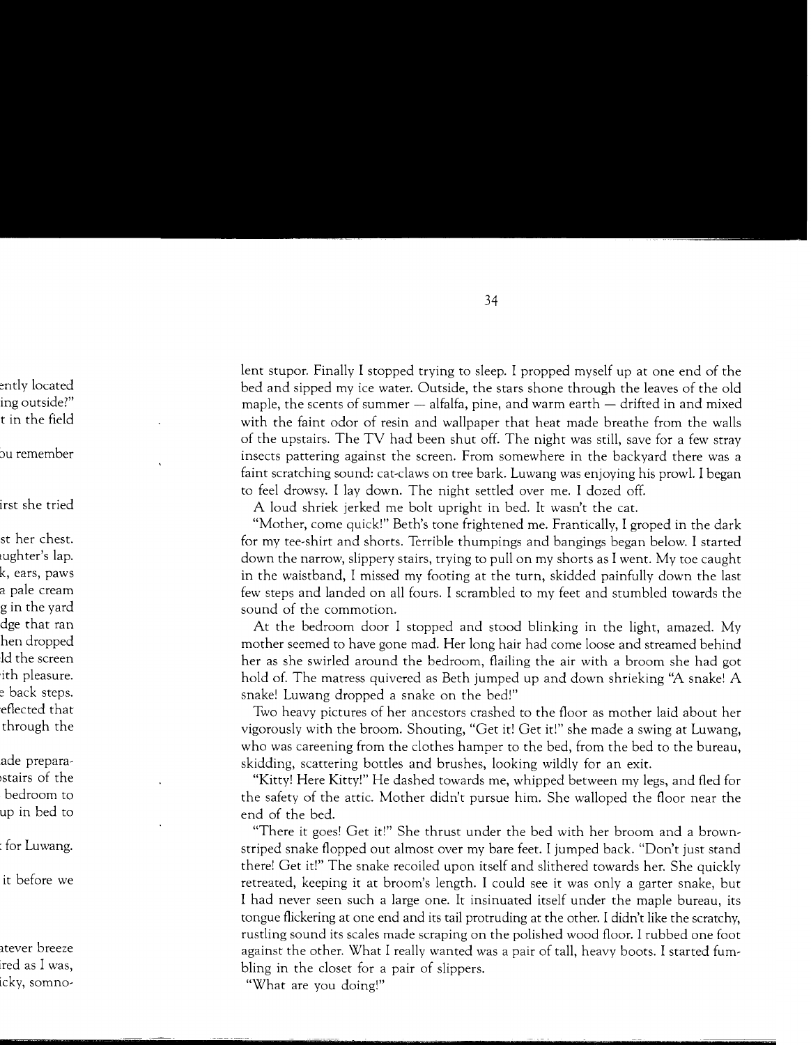lent stupor. Finally I stopped trying to sleep. I propped myself up at one end of the bed and sipped my ice water. Outside, the stars shone through the leaves of the old maple, the scents of summer — alfalfa, pine, and warm earth — drifted in and mixed with the faint odor of resin and wallpaper that heat made breathe from the walls of the upstairs. The TV had been shut off. The night was still, save for a few stray insects pattering against the screen. From somewhere in the backyard there was a faint scratching sound: cat-claws on tree bark. Luwang was enjoying his prowl. I began to feel drowsy. I lay down. The night settled over me. I dozed off.

A loud shriek jerked me bolt upright in bed. It wasn't the cat.

"Mother, come quick!" Beth's tone frightened me. Frantically, I groped in the dark for my tee-shirt and shorts. Terrible thumpings and bangings began below. I started down the narrow, slippery stairs, trying to pull on my shorts as I went. My toe caught in the waistband, I missed my footing at the turn, skidded painfully down the last few steps and landed on all fours. I scrambled to my feet and stumbled towards the sound of the commotion.

At the bedroom door I stopped and stood blinking in the light, amazed. My mother seemed to have gone mad. Her long hair had come loose and streamed behind her as she swirled around the bedroom, flailing the air with a broom she had got hold of. The matress quivered as Beth jumped up and down shrieking "A snake! A snake! Luwang dropped a snake on the bed!"

Two heavy pictures of her ancestors crashed to the floor as mother laid about her vigorously with the broom. Shouting, "Get it! Get it!" she made a swing at Luwang, who was careening from the clothes hamper to the bed, from the bed to the bureau, skidding, scattering bottles and brushes, looking wildly for an exit.

"Kitty! Here Kitty!" He dashed towards me, whipped between my legs, and fled for the safety of the attic. Mother didn't pursue him. She walloped the floor near the end of the bed.

"There it goes! Get it!" She thrust under the bed with her broom and a brown-striped snake flopped out almost over my bare feet. I jumped back. "Don't just stand there! Get it!" The snake recoiled upon itself and slithered towards her. She quickly retreated, keeping it at broom's length. I could see it was only a garter snake, but I had never seen such a large one. It insinuated itself under the maple bureau, its tongue flickering at one end and its tail protruding at the other. I didn't like the scratchy, rustling sound its scales made scraping on the polished wood floor. I rubbed one foot against the other. What I really wanted was a pair of tall, heavy boots. I started fumbling in the closet for a pair of slippers.

"What are you doing!"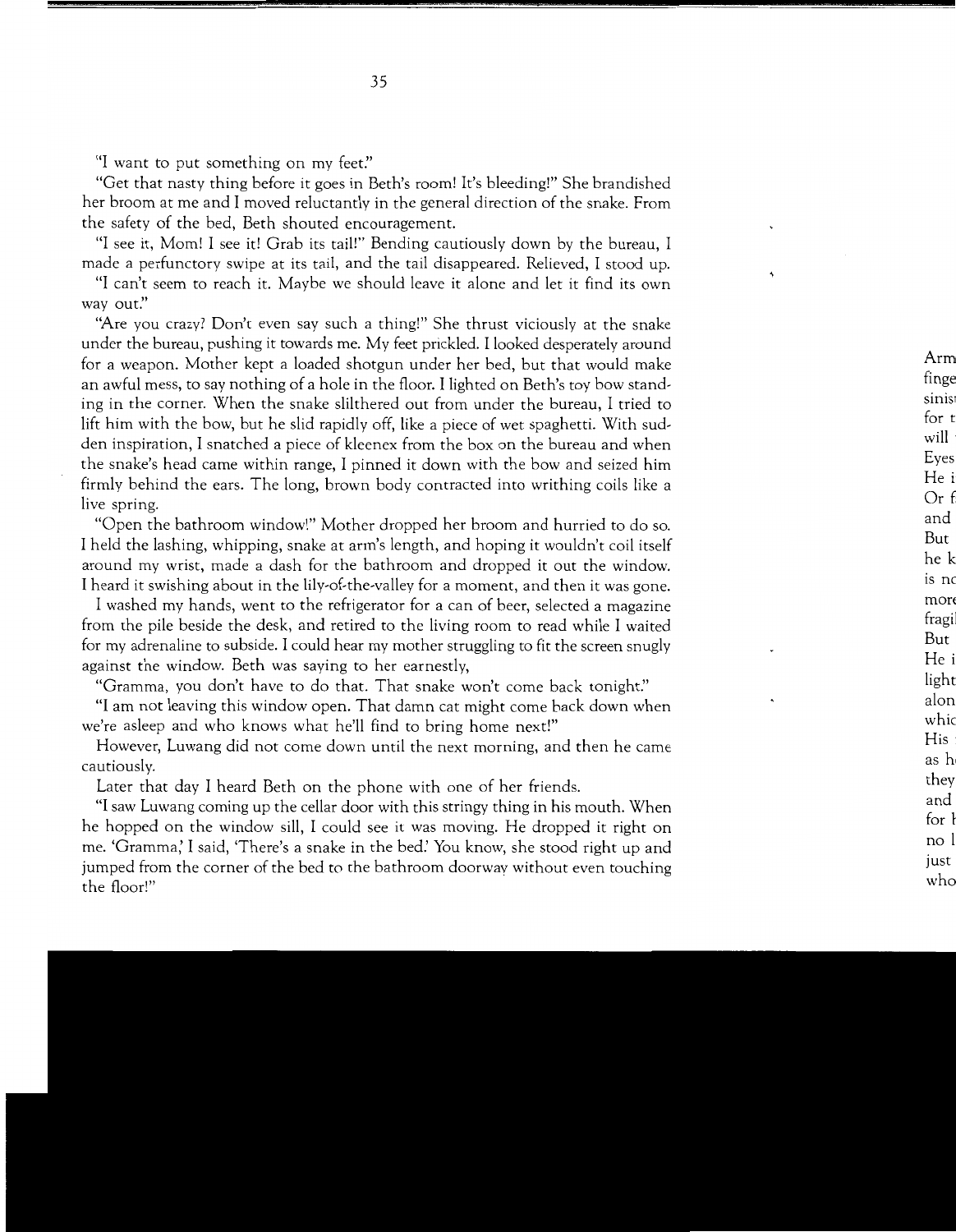"I want to put something on my feet."

"Get that nasty thing before it goes in Beth's room! It's bleeding!" She brandished her broom at me and I moved reluctantly in the general direction of the snake. From the safety of the bed, Beth shouted encouragement.

"I see it, Mom! I see it! Grab its tail!" Bending cautiously down by the bureau, I made a perfunctory swipe at its tail, and the tail disappeared. Relieved, I stood up.

"I can't seem to reach it. Maybe we should leave it alone and let it find its own way out."

"Are you crazy? Don't even say such a thing!" She thrust viciously at the snake under the bureau, pushing it towards me. My feet prickled. I looked desperately around for a weapon. Mother kept a loaded shotgun under her bed, but that would make an awful mess, to say nothing of a hole in the floor. I lighted on Beth's toy bow standing in the corner. When the snake slilthered out from under the bureau, I tried to lift him with the bow, but he slid rapidly off, like a piece of wet spaghetti. With sudden inspiration, I snatched a piece of kleenex from the box on the bureau and when the snake's head came within range, I pinned it down with the bow and seized him firmly behind the ears. The long, brown body contracted into writhing coils like a live spring.

"Open the bathroom window!" Mother dropped her broom and hurried to do so. I held the lashing, whipping, snake at arm's length, and hoping it wouldn't coil itself around my wrist, made a dash for the bathroom and dropped it out the window. I heard it swishing about in the lily-of-the-valley for a moment, and then it was gone.

I washed my hands, went to the refrigerator for a can of beer, selected a magazine from the pile beside the desk, and retired to the living room to read while I waited for my adrenaline to subside. I could hear my mother struggling to fit the screen snugly against the window. Beth was saying to her earnestly,

"Gramma, you don't have to do that. That snake won't come back tonight."

"I am not leaving this window open. That damn cat might come back down when we're asleep and who knows what he'll find to bring home next!"

However, Luwang did not come down until the next morning, and then he came cautiously.

Later that day I heard Beth on the phone with one of her friends.

"I saw Luwang coming up the cellar door with this stringy thing in his mouth. When he hopped on the window sill, I could see it was moving. He dropped it right on me. 'Gramma,' I said, 'There's a snake in the bed.' You know, she stood right up and jumped from the corner of the bed to the bathroom doorway without even touching the floor!"